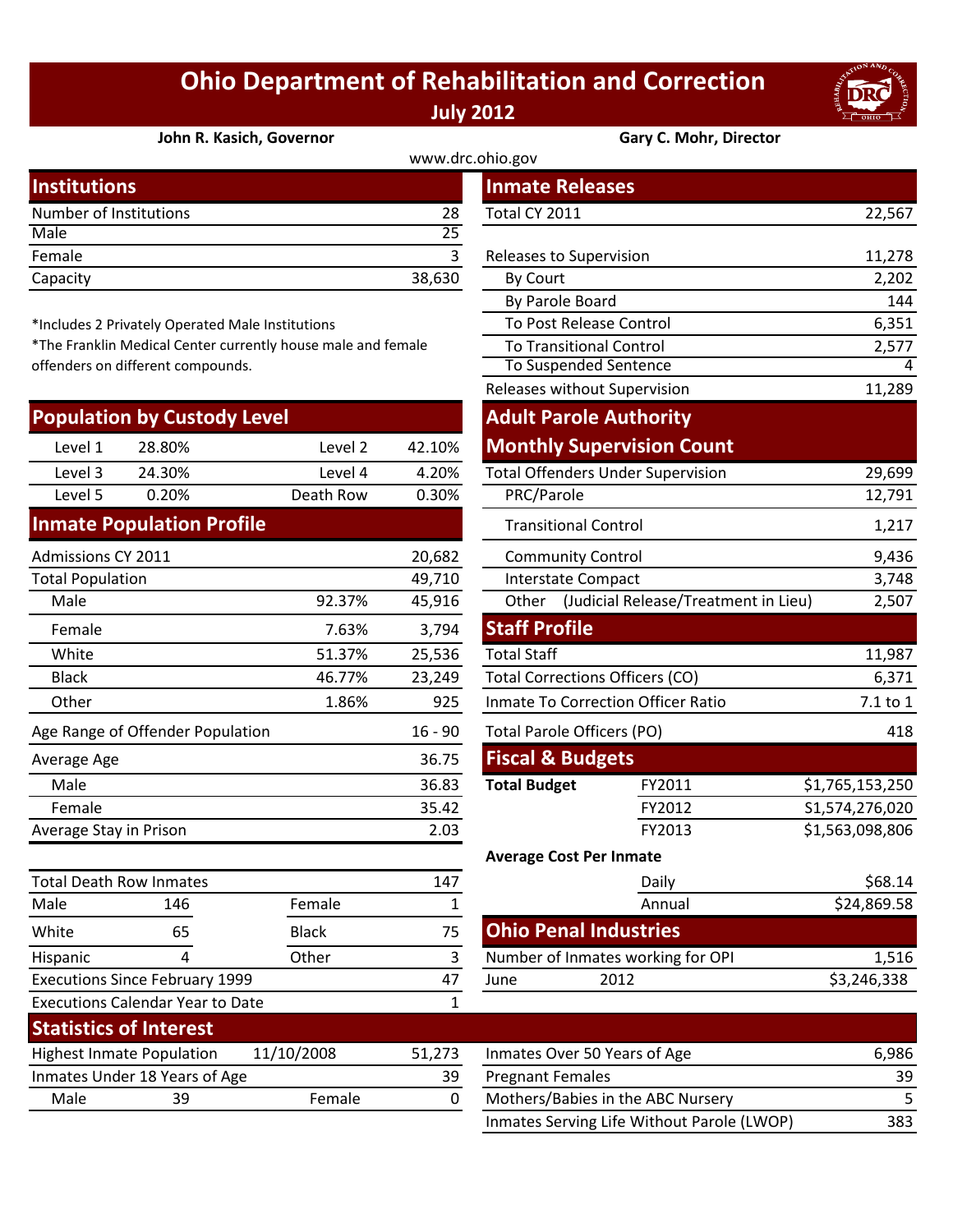# Ohio Department of Rehabilitation and Correction

**July 2012**

**John R. Kasich, Governor** | **Gary C. Mohr, Director**

www.drc.ohio.gov

## Institutions

| | |
|---|---|
| Number of Institutions | 28 |
| Male | 25 |
| Female | 3 |
| Capacity | 38,630 |

*Includes 2 Privately Operated Male Institutions

*The Franklin Medical Center currently house male and female offenders on different compounds.

## Population by Custody Level

| | | | |
|---|---|---|---|
| Level 1 | 28.80% | Level 2 | 42.10% |
| Level 3 | 24.30% | Level 4 | 4.20% |
| Level 5 | 0.20% | Death Row | 0.30% |

## Inmate Population Profile

| | | |
|---|---|---|
| Admissions CY 2011 | | 20,682 |
| Total Population | | 49,710 |
| Male | 92.37% | 45,916 |
| Female | 7.63% | 3,794 |
| White | 51.37% | 25,536 |
| Black | 46.77% | 23,249 |
| Other | 1.86% | 925 |
| Age Range of Offender Population | | 16 - 90 |
| Average Age | | 36.75 |
| Male | | 36.83 |
| Female | | 35.42 |
| Average Stay in Prison | | 2.03 |

| | | | |
|---|---|---|---|
| Total Death Row Inmates | | | 147 |
| Male | 146 | Female | 1 |
| White | 65 | Black | 75 |
| Hispanic | 4 | Other | 3 |
| Executions Since February 1999 | | | 47 |
| Executions Calendar Year to Date | | | 1 |

## Inmate Releases

| | |
|---|---|
| Total CY 2011 | 22,567 |
| Releases to Supervision | 11,278 |
| By Court | 2,202 |
| By Parole Board | 144 |
| To Post Release Control | 6,351 |
| To Transitional Control | 2,577 |
| To Suspended Sentence | 4 |
| Releases without Supervision | 11,289 |

## Adult Parole Authority Monthly Supervision Count

| | |
|---|---|
| Total Offenders Under Supervision | 29,699 |
| PRC/Parole | 12,791 |
| Transitional Control | 1,217 |
| Community Control | 9,436 |
| Interstate Compact | 3,748 |
| Other (Judicial Release/Treatment in Lieu) | 2,507 |

## Staff Profile

| | |
|---|---|
| Total Staff | 11,987 |
| Total Corrections Officers (CO) | 6,371 |
| Inmate To Correction Officer Ratio | 7.1 to 1 |
| Total Parole Officers (PO) | 418 |

## Fiscal & Budgets

| | | |
|---|---|---|
| **Total Budget** | FY2011 | $1,765,153,250 |
| | FY2012 | $1,574,276,020 |
| | FY2013 | $1,563,098,806 |

**Average Cost Per Inmate**

| | |
|---|---|
| Daily | $68.14 |
| Annual | $24,869.58 |

## Ohio Penal Industries

| | | |
|---|---|---|
| Number of Inmates working for OPI | | 1,516 |
| June | 2012 | $3,246,338 |

## Statistics of Interest

| | | | |
|---|---|---|---|
| Highest Inmate Population | 11/10/2008 | | 51,273 |
| Inmates Under 18 Years of Age | | | 39 |
| Male | 39 | Female | 0 |

| | |
|---|---|
| Inmates Over 50 Years of Age | 6,986 |
| Pregnant Females | 39 |
| Mothers/Babies in the ABC Nursery | 5 |
| Inmates Serving Life Without Parole (LWOP) | 383 |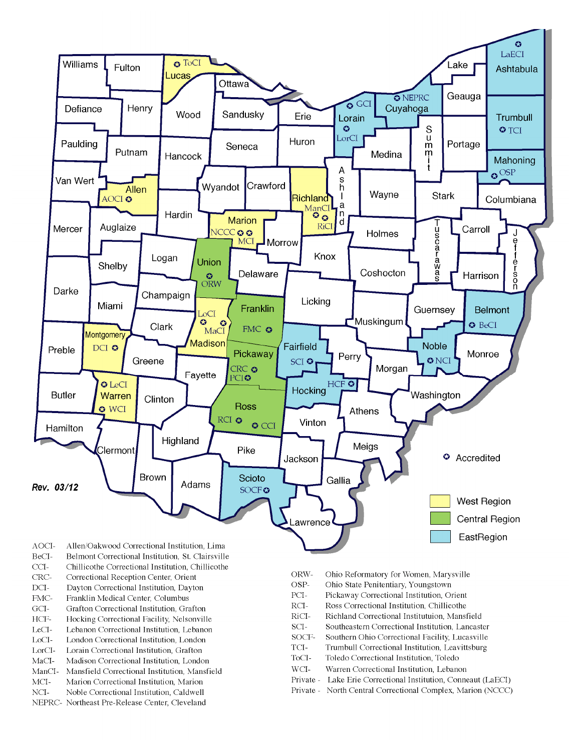Rev. 03/12

✪ Accredited

- West Region
- Central Region
- EastRegion

AOCI- Allen/Oakwood Correctional Institution, Lima
BeCI- Belmont Correctional Institution, St. Clairsville
CCI- Chillicothe Correctional Institution, Chillicothe
CRC- Correctional Reception Center, Orient
DCI- Dayton Correctional Institution, Dayton
FMC- Franklin Medical Center, Columbus
GCI- Grafton Correctional Institution, Grafton
HCF- Hocking Correctional Facility, Nelsonville
LeCI- Lebanon Correctional Institution, Lebanon
LoCI- London Correctional Institution, London
LorCI- Lorain Correctional Institution, Grafton
MaCI- Madison Correctional Institution, London
ManCI- Mansfield Correctional Institution, Mansfield
MCI- Marion Correctional Institution, Marion
NCI- Noble Correctional Institution, Caldwell
NEPRC- Northeast Pre-Release Center, Cleveland

ORW- Ohio Reformatory for Women, Marysville
OSP- Ohio State Penitentiary, Youngstown
PCI- Pickaway Correctional Institution, Orient
RCI- Ross Correctional Institution, Chillicothe
RiCI- Richland Correctional Institutuion, Mansfield
SCI- Southeastern Correctional Institution, Lancaster
SOCF- Southern Ohio Correctional Facility, Lucasville
TCI- Trumbull Correctional Institution, Leavittsburg
ToCI- Toledo Correctional Institution, Toledo
WCI- Warren Correctional Institution, Lebanon
Private - Lake Erie Correctional Institution, Conneaut (LaECI)
Private - North Central Correctional Complex, Marion (NCCC)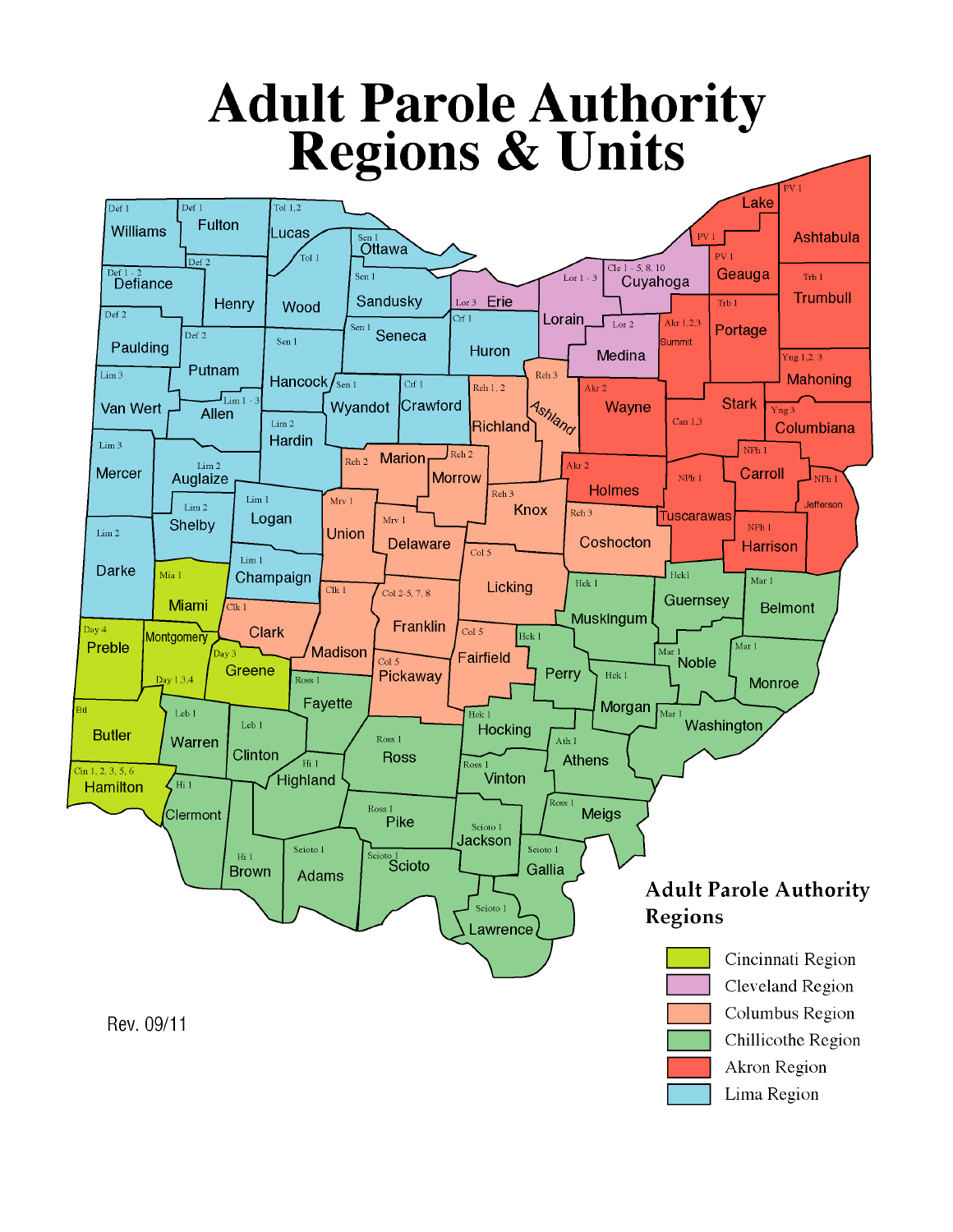# Adult Parole Authority Regions & Units

Def 1
Williams

Def 1
Fulton

Tol 1,2
Lucas

Sen 1
Ottawa

Tol 1
Wood

Def 1 - 2
Defiance

Def 2
Henry

Sen 1
Sandusky

Lor 3 Erie

Lor 1 - 3
Lorain

Cle 1 - 5, 8, 10
Cuyahoga

PV 1
Lake

PV 1
Ashtabula

PV 1
Geauga

Trb 1
Trumbull

Def 2
Paulding

Def 2
Putnam

Sen 1
Hancock

Sen 1
Seneca

Crf 1
Huron

Lor 2
Medina

Akr 1,2,3
Summit

Trb 1
Portage

Yng 1,2, 3
Mahoning

Lim 3
Van Wert

Lim 1 - 3
Allen

Sen 1
Wyandot

Crf 1
Crawford

Rch 1, 2
Richland

Rch 3
Ashland

Akr 2
Wayne

Can 1,3
Stark

Yng 3
Columbiana

Lim 3
Mercer

Lim 2
Auglaize

Lim 2
Hardin

Rch 2
Marion

Rch 2
Morrow

Rch 3
Knox

Akr 2
Holmes

NPh 1
Tuscarawas

NPh 1
Carroll

NPh 1
Jefferson

Lim 2
Shelby

Lim 1
Logan

Mrv 1
Union

Mrv 1
Delaware

Rch 3
Coshocton

NPh 1
Harrison

Lim 2
Darke

Mia 1
Miami

Lim 1
Champaign

Clk 1
Clark

Clk 1
Madison

Col 5
Licking

Col 2-5, 7, 8
Franklin

Hck 1
Muskingum

Hck1
Guernsey

Mar 1
Belmont

Day 4
Preble

Montgomery
Day 1,3,4

Day 3
Greene

Ross 1
Fayette

Col 5
Pickaway

Col 5
Fairfield

Hck 1
Perry

Hck 1
Morgan

Mar 1
Noble

Mar 1
Monroe

Btl
Butler

Leb 1
Warren

Leb 1
Clinton

Ross 1
Ross

Hck 1
Hocking

Ath 1
Athens

Mar 1
Washington

Cin 1, 2, 3, 5, 6
Hamilton

Hi 1
Clermont

Hi 1
Highland

Ross 1
Vinton

Ross 1
Pike

Sciotо 1
Jackson

Ross 1
Meigs

Hi 1
Brown

Scioto 1
Adams

Scioto 1
Scioto

Scioto 1
Gallia

Scioto 1
Lawrence

**Adult Parole Authority Regions**

- Cincinnati Region
- Cleveland Region
- Columbus Region
- Chillicothe Region
- Akron Region
- Lima Region

Rev. 09/11